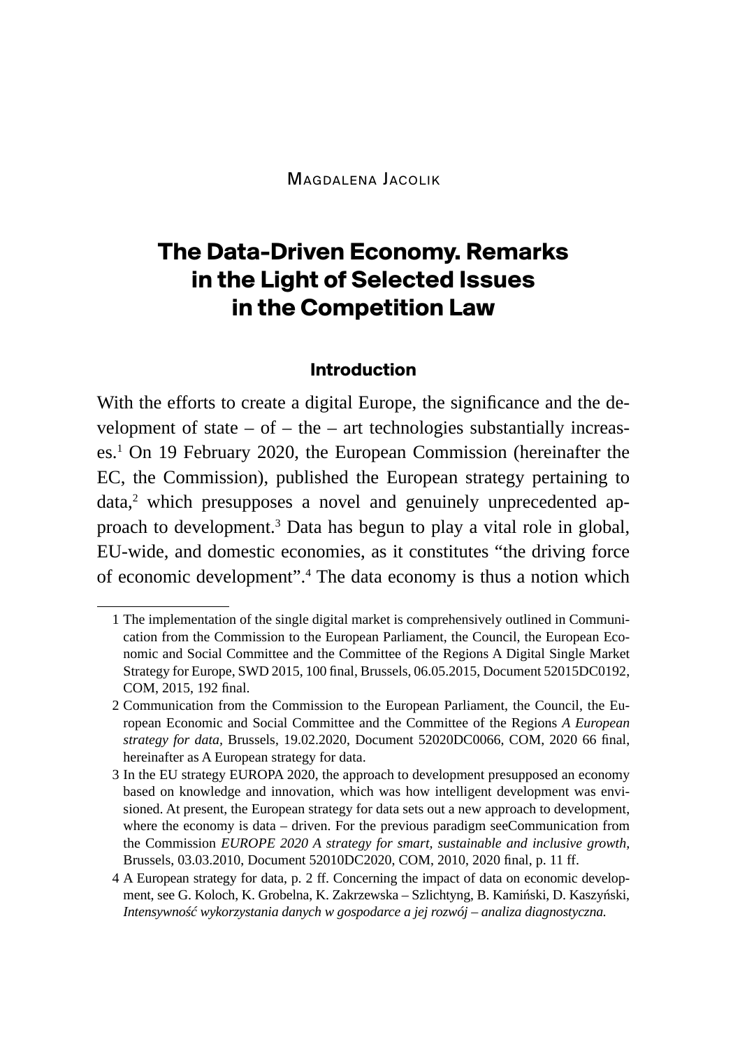Magdalena Jacolik

# The Data-Driven Economy. Remarks in the Light of Selected Issues in the Competition Law

## Introduction

With the efforts to create a digital Europe, the significance and the development of state – of – the – art technologies substantially increases.[1] On 19 February 2020, the European Commission (hereinafter the EC, the Commission), published the European strategy pertaining to data,[2] which presupposes a novel and genuinely unprecedented approach to development.[3] Data has begun to play a vital role in global, EU-wide, and domestic economies, as it constitutes "the driving force of economic development".[4] The data economy is thus a notion which

---

1 The implementation of the single digital market is comprehensively outlined in Communication from the Commission to the European Parliament, the Council, the European Economic and Social Committee and the Committee of the Regions A Digital Single Market Strategy for Europe, SWD 2015, 100 final, Brussels, 06.05.2015, Document 52015DC0192, COM, 2015, 192 final.

2 Communication from the Commission to the European Parliament, the Council, the European Economic and Social Committee and the Committee of the Regions *A European strategy for data,* Brussels, 19.02.2020, Document 52020DC0066, COM, 2020 66 final, hereinafter as A European strategy for data.

3 In the EU strategy EUROPA 2020, the approach to development presupposed an economy based on knowledge and innovation, which was how intelligent development was envisioned. At present, the European strategy for data sets out a new approach to development, where the economy is data – driven. For the previous paradigm seeCommunication from the Commission *EUROPE 2020 A strategy for smart, sustainable and inclusive growth,* Brussels, 03.03.2010, Document 52010DC2020, COM, 2010, 2020 final, p. 11 ff.

4 A European strategy for data, p. 2 ff. Concerning the impact of data on economic development, see G. Koloch, K. Grobelna, K. Zakrzewska – Szlichtyng, B. Kamiński, D. Kaszyński, *Intensywność wykorzystania danych w gospodarce a jej rozwój – analiza diagnostyczna.*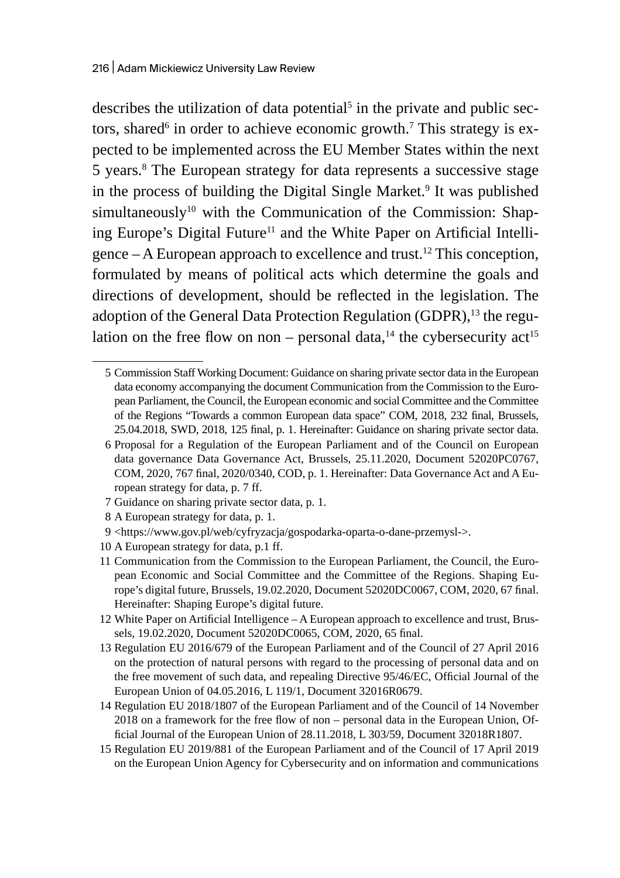describes the utilization of data potential[5] in the private and public sectors, shared[6] in order to achieve economic growth.[7] This strategy is expected to be implemented across the EU Member States within the next 5 years.[8] The European strategy for data represents a successive stage in the process of building the Digital Single Market.[9] It was published simultaneously[10] with the Communication of the Commission: Shaping Europe's Digital Future[11] and the White Paper on Artificial Intelligence – A European approach to excellence and trust.[12] This conception, formulated by means of political acts which determine the goals and directions of development, should be reflected in the legislation. The adoption of the General Data Protection Regulation (GDPR),[13] the regulation on the free flow on non – personal data,[14] the cybersecurity act[15]

---

5 Commission Staff Working Document: Guidance on sharing private sector data in the European data economy accompanying the document Communication from the Commission to the European Parliament, the Council, the European economic and social Committee and the Committee of the Regions "Towards a common European data space" COM, 2018, 232 final, Brussels, 25.04.2018, SWD, 2018, 125 final, p. 1. Hereinafter: Guidance on sharing private sector data.

6 Proposal for a Regulation of the European Parliament and of the Council on European data governance Data Governance Act, Brussels, 25.11.2020, Document 52020PC0767, COM, 2020, 767 final, 2020/0340, COD, p. 1. Hereinafter: Data Governance Act and A European strategy for data, p. 7 ff.

7 Guidance on sharing private sector data, p. 1.

8 A European strategy for data, p. 1.

9 <https://www.gov.pl/web/cyfryzacja/gospodarka-oparta-o-dane-przemysl->.

10 A European strategy for data, p.1 ff.

11 Communication from the Commission to the European Parliament, the Council, the European Economic and Social Committee and the Committee of the Regions. Shaping Europe's digital future, Brussels, 19.02.2020, Document 52020DC0067, COM, 2020, 67 final. Hereinafter: Shaping Europe's digital future.

12 White Paper on Artificial Intelligence – A European approach to excellence and trust, Brussels, 19.02.2020, Document 52020DC0065, COM, 2020, 65 final.

13 Regulation EU 2016/679 of the European Parliament and of the Council of 27 April 2016 on the protection of natural persons with regard to the processing of personal data and on the free movement of such data, and repealing Directive 95/46/EC, Official Journal of the European Union of 04.05.2016, L 119/1, Document 32016R0679.

14 Regulation EU 2018/1807 of the European Parliament and of the Council of 14 November 2018 on a framework for the free flow of non – personal data in the European Union, Official Journal of the European Union of 28.11.2018, L 303/59, Document 32018R1807.

15 Regulation EU 2019/881 of the European Parliament and of the Council of 17 April 2019 on the European Union Agency for Cybersecurity and on information and communications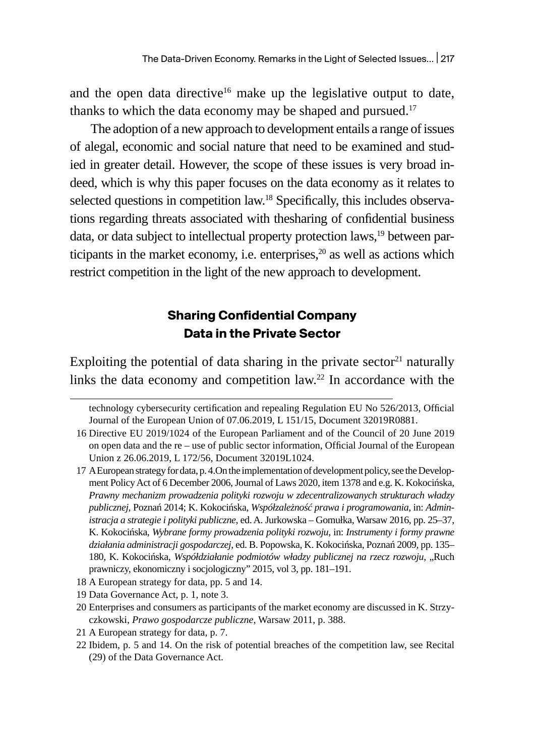and the open data directive[16] make up the legislative output to date, thanks to which the data economy may be shaped and pursued.[17]

The adoption of a new approach to development entails a range of issues of alegal, economic and social nature that need to be examined and studied in greater detail. However, the scope of these issues is very broad indeed, which is why this paper focuses on the data economy as it relates to selected questions in competition law.[18] Specifically, this includes observations regarding threats associated with thesharing of confidential business data, or data subject to intellectual property protection laws,[19] between participants in the market economy, i.e. enterprises,[20] as well as actions which restrict competition in the light of the new approach to development.

## Sharing Confidential Company Data in the Private Sector

Exploiting the potential of data sharing in the private sector[21] naturally links the data economy and competition law.[22] In accordance with the

---

technology cybersecurity certification and repealing Regulation EU No 526/2013, Official Journal of the European Union of 07.06.2019, L 151/15, Document 32019R0881.

16 Directive EU 2019/1024 of the European Parliament and of the Council of 20 June 2019 on open data and the re – use of public sector information, Official Journal of the European Union z 26.06.2019, L 172/56, Document 32019L1024.

17 A European strategy for data, p. 4.On the implementation of development policy, see the Development Policy Act of 6 December 2006, Journal of Laws 2020, item 1378 and e.g. K. Kokocińska, *Prawny mechanizm prowadzenia polityki rozwoju w zdecentralizowanych strukturach władzy publicznej*, Poznań 2014; K. Kokocińska, *Współzależność prawa i programowania*, in: *Administracja a strategie i polityki publiczne*, ed. A. Jurkowska – Gomułka, Warsaw 2016, pp. 25–37, K. Kokocińska, *Wybrane formy prowadzenia polityki rozwoju*, in: *Instrumenty i formy prawne działania administracji gospodarczej*, ed. B. Popowska, K. Kokocińska, Poznań 2009, pp. 135–180, K. Kokocińska, *Współdziałanie podmiotów władzy publicznej na rzecz rozwoju*, „Ruch prawniczy, ekonomiczny i socjologiczny" 2015, vol 3, pp. 181–191.

18 A European strategy for data, pp. 5 and 14.

19 Data Governance Act, p. 1, note 3.

20 Enterprises and consumers as participants of the market economy are discussed in K. Strzyczkowski, *Prawo gospodarcze publiczne*, Warsaw 2011, p. 388.

21 A European strategy for data, p. 7.

22 Ibidem, p. 5 and 14. On the risk of potential breaches of the competition law, see Recital (29) of the Data Governance Act.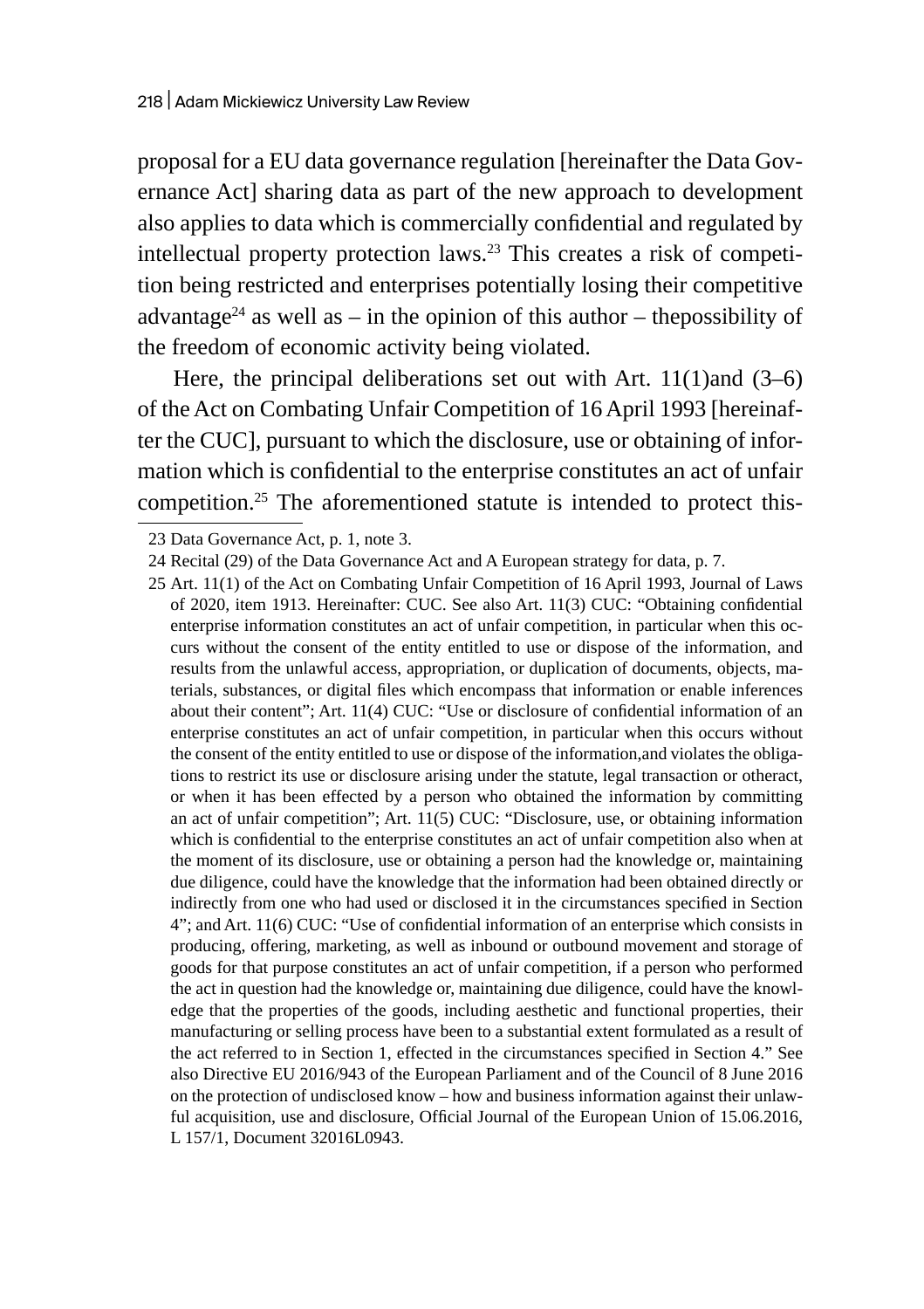proposal for a EU data governance regulation [hereinafter the Data Governance Act] sharing data as part of the new approach to development also applies to data which is commercially confidential and regulated by intellectual property protection laws.[23] This creates a risk of competition being restricted and enterprises potentially losing their competitive advantage[24] as well as – in the opinion of this author – thepossibility of the freedom of economic activity being violated.

Here, the principal deliberations set out with Art. 11(1)and (3–6) of the Act on Combating Unfair Competition of 16 April 1993 [hereinafter the CUC], pursuant to which the disclosure, use or obtaining of information which is confidential to the enterprise constitutes an act of unfair competition.[25] The aforementioned statute is intended to protect this-

---

23 Data Governance Act, p. 1, note 3.

24 Recital (29) of the Data Governance Act and A European strategy for data, p. 7.

25 Art. 11(1) of the Act on Combating Unfair Competition of 16 April 1993, Journal of Laws of 2020, item 1913. Hereinafter: CUC. See also Art. 11(3) CUC: "Obtaining confidential enterprise information constitutes an act of unfair competition, in particular when this occurs without the consent of the entity entitled to use or dispose of the information, and results from the unlawful access, appropriation, or duplication of documents, objects, materials, substances, or digital files which encompass that information or enable inferences about their content"; Art. 11(4) CUC: "Use or disclosure of confidential information of an enterprise constitutes an act of unfair competition, in particular when this occurs without the consent of the entity entitled to use or dispose of the information,and violates the obligations to restrict its use or disclosure arising under the statute, legal transaction or otheract, or when it has been effected by a person who obtained the information by committing an act of unfair competition"; Art. 11(5) CUC: "Disclosure, use, or obtaining information which is confidential to the enterprise constitutes an act of unfair competition also when at the moment of its disclosure, use or obtaining a person had the knowledge or, maintaining due diligence, could have the knowledge that the information had been obtained directly or indirectly from one who had used or disclosed it in the circumstances specified in Section 4"; and Art. 11(6) CUC: "Use of confidential information of an enterprise which consists in producing, offering, marketing, as well as inbound or outbound movement and storage of goods for that purpose constitutes an act of unfair competition, if a person who performed the act in question had the knowledge or, maintaining due diligence, could have the knowledge that the properties of the goods, including aesthetic and functional properties, their manufacturing or selling process have been to a substantial extent formulated as a result of the act referred to in Section 1, effected in the circumstances specified in Section 4." See also Directive EU 2016/943 of the European Parliament and of the Council of 8 June 2016 on the protection of undisclosed know – how and business information against their unlawful acquisition, use and disclosure, Official Journal of the European Union of 15.06.2016, L 157/1, Document 32016L0943.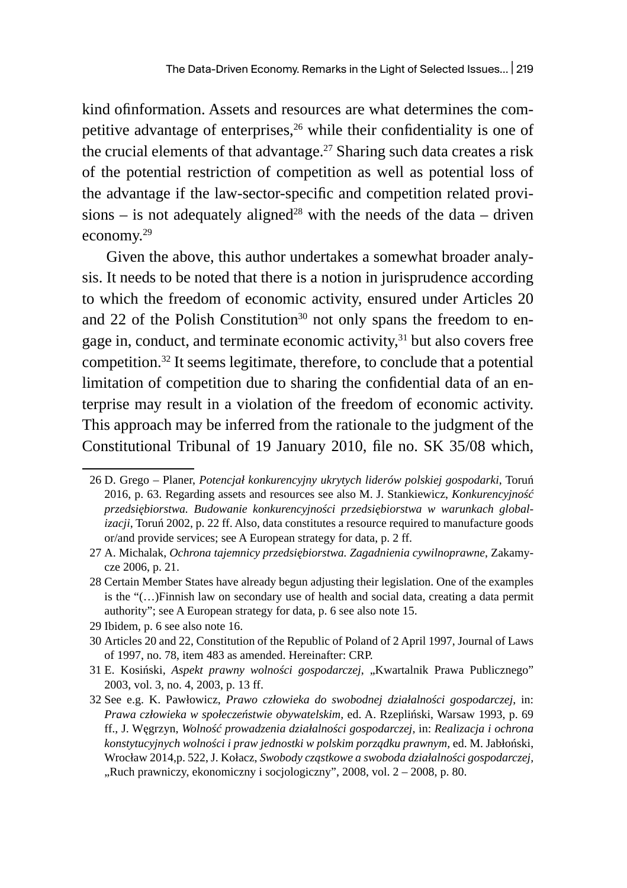kind ofinformation. Assets and resources are what determines the competitive advantage of enterprises,[26] while their confidentiality is one of the crucial elements of that advantage.[27] Sharing such data creates a risk of the potential restriction of competition as well as potential loss of the advantage if the law-sector-specific and competition related provisions – is not adequately aligned[28] with the needs of the data – driven economy.[29]

Given the above, this author undertakes a somewhat broader analysis. It needs to be noted that there is a notion in jurisprudence according to which the freedom of economic activity, ensured under Articles 20 and 22 of the Polish Constitution[30] not only spans the freedom to engage in, conduct, and terminate economic activity,[31] but also covers free competition.[32] It seems legitimate, therefore, to conclude that a potential limitation of competition due to sharing the confidential data of an enterprise may result in a violation of the freedom of economic activity. This approach may be inferred from the rationale to the judgment of the Constitutional Tribunal of 19 January 2010, file no. SK 35/08 which,

---

26 D. Grego – Planer, *Potencjał konkurencyjny ukrytych liderów polskiej gospodarki*, Toruń 2016, p. 63. Regarding assets and resources see also M. J. Stankiewicz, *Konkurencyjność przedsiębiorstwa. Budowanie konkurencyjności przedsiębiorstwa w warunkach globalizacji*, Toruń 2002, p. 22 ff. Also, data constitutes a resource required to manufacture goods or/and provide services; see A European strategy for data, p. 2 ff.

27 A. Michalak, *Ochrona tajemnicy przedsiębiorstwa. Zagadnienia cywilnoprawne*, Zakamycze 2006, p. 21.

28 Certain Member States have already begun adjusting their legislation. One of the examples is the "(…)Finnish law on secondary use of health and social data, creating a data permit authority"; see A European strategy for data, p. 6 see also note 15.

29 Ibidem, p. 6 see also note 16.

30 Articles 20 and 22, Constitution of the Republic of Poland of 2 April 1997, Journal of Laws of 1997, no. 78, item 483 as amended. Hereinafter: CRP.

31 E. Kosiński, *Aspekt prawny wolności gospodarczej*, „Kwartalnik Prawa Publicznego" 2003, vol. 3, no. 4, 2003, p. 13 ff.

32 See e.g. K. Pawłowicz, *Prawo człowieka do swobodnej działalności gospodarczej*, in: *Prawa człowieka w społeczeństwie obywatelskim*, ed. A. Rzepliński, Warsaw 1993, p. 69 ff., J. Węgrzyn, *Wolność prowadzenia działalności gospodarczej*, in: *Realizacja i ochrona konstytucyjnych wolności i praw jednostki w polskim porządku prawnym*, ed. M. Jabłoński, Wrocław 2014,p. 522, J. Kołacz, *Swobody cząstkowe a swoboda działalności gospodarczej*, „Ruch prawniczy, ekonomiczny i socjologiczny", 2008, vol. 2 – 2008, p. 80.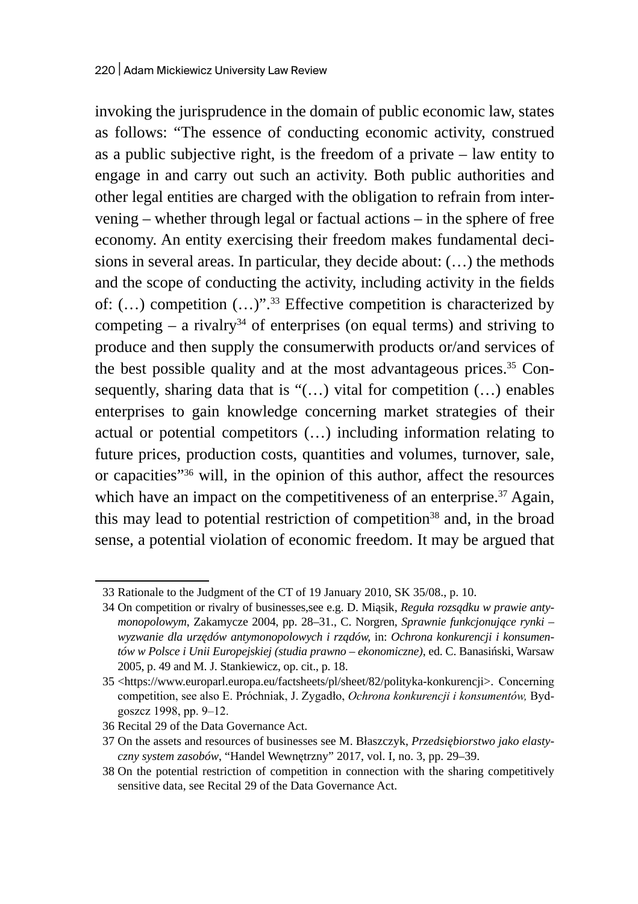invoking the jurisprudence in the domain of public economic law, states as follows: "The essence of conducting economic activity, construed as a public subjective right, is the freedom of a private – law entity to engage in and carry out such an activity. Both public authorities and other legal entities are charged with the obligation to refrain from intervening – whether through legal or factual actions – in the sphere of free economy. An entity exercising their freedom makes fundamental decisions in several areas. In particular, they decide about: (…) the methods and the scope of conducting the activity, including activity in the fields of: (…) competition (…)".[33] Effective competition is characterized by competing – a rivalry[34] of enterprises (on equal terms) and striving to produce and then supply the consumerwith products or/and services of the best possible quality and at the most advantageous prices.[35] Consequently, sharing data that is "(…) vital for competition (…) enables enterprises to gain knowledge concerning market strategies of their actual or potential competitors (…) including information relating to future prices, production costs, quantities and volumes, turnover, sale, or capacities"[36] will, in the opinion of this author, affect the resources which have an impact on the competitiveness of an enterprise.[37] Again, this may lead to potential restriction of competition[38] and, in the broad sense, a potential violation of economic freedom. It may be argued that

---

33 Rationale to the Judgment of the CT of 19 January 2010, SK 35/08., p. 10.

34 On competition or rivalry of businesses,see e.g. D. Miąsik, *Reguła rozsądku w prawie antymonopolowym*, Zakamycze 2004, pp. 28–31., C. Norgren, *Sprawnie funkcjonujące rynki – wyzwanie dla urzędów antymonopolowych i rządów,* in: *Ochrona konkurencji i konsumentów w Polsce i Unii Europejskiej (studia prawno – ekonomiczne),* ed. C. Banasiński, Warsaw 2005, p. 49 and M. J. Stankiewicz, op. cit., p. 18.

35 <https://www.europarl.europa.eu/factsheets/pl/sheet/82/polityka-konkurencji>. Concerning competition, see also E. Próchniak, J. Zygadło, *Ochrona konkurencji i konsumentów,* Bydgoszcz 1998, pp. 9–12.

36 Recital 29 of the Data Governance Act.

37 On the assets and resources of businesses see M. Błaszczyk, *Przedsiębiorstwo jako elastyczny system zasobów*, "Handel Wewnętrzny" 2017, vol. I, no. 3, pp. 29–39.

38 On the potential restriction of competition in connection with the sharing competitively sensitive data, see Recital 29 of the Data Governance Act.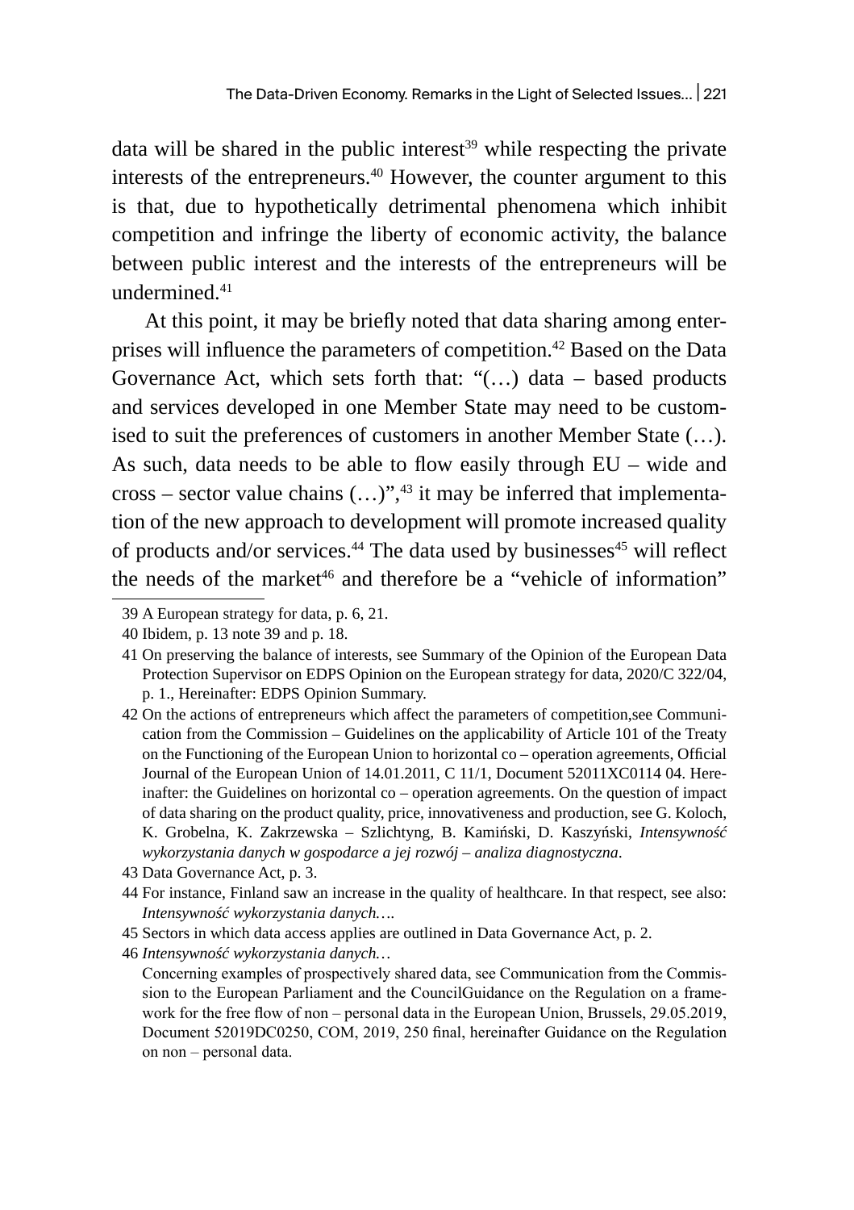data will be shared in the public interest[39] while respecting the private interests of the entrepreneurs.[40] However, the counter argument to this is that, due to hypothetically detrimental phenomena which inhibit competition and infringe the liberty of economic activity, the balance between public interest and the interests of the entrepreneurs will be undermined.[41]

At this point, it may be briefly noted that data sharing among enterprises will influence the parameters of competition.[42] Based on the Data Governance Act, which sets forth that: "(…) data – based products and services developed in one Member State may need to be customised to suit the preferences of customers in another Member State (…). As such, data needs to be able to flow easily through EU – wide and cross – sector value chains (…)",[43] it may be inferred that implementation of the new approach to development will promote increased quality of products and/or services.[44] The data used by businesses[45] will reflect the needs of the market[46] and therefore be a "vehicle of information"

---

39 A European strategy for data, p. 6, 21.

40 Ibidem, p. 13 note 39 and p. 18.

41 On preserving the balance of interests, see Summary of the Opinion of the European Data Protection Supervisor on EDPS Opinion on the European strategy for data, 2020/C 322/04, p. 1., Hereinafter: EDPS Opinion Summary.

42 On the actions of entrepreneurs which affect the parameters of competition,see Communication from the Commission – Guidelines on the applicability of Article 101 of the Treaty on the Functioning of the European Union to horizontal co – operation agreements, Official Journal of the European Union of 14.01.2011, C 11/1, Document 52011XC0114 04. Hereinafter: the Guidelines on horizontal co – operation agreements. On the question of impact of data sharing on the product quality, price, innovativeness and production, see G. Koloch, K. Grobelna, K. Zakrzewska – Szlichtyng, B. Kamiński, D. Kaszyński, *Intensywność wykorzystania danych w gospodarce a jej rozwój – analiza diagnostyczna*.

43 Data Governance Act, p. 3.

44 For instance, Finland saw an increase in the quality of healthcare. In that respect, see also: *Intensywność wykorzystania danych…*.

45 Sectors in which data access applies are outlined in Data Governance Act, p. 2.

46 *Intensywność wykorzystania danych…*
Concerning examples of prospectively shared data, see Communication from the Commission to the European Parliament and the CouncilGuidance on the Regulation on a framework for the free flow of non – personal data in the European Union, Brussels, 29.05.2019, Document 52019DC0250, COM, 2019, 250 final, hereinafter Guidance on the Regulation on non – personal data.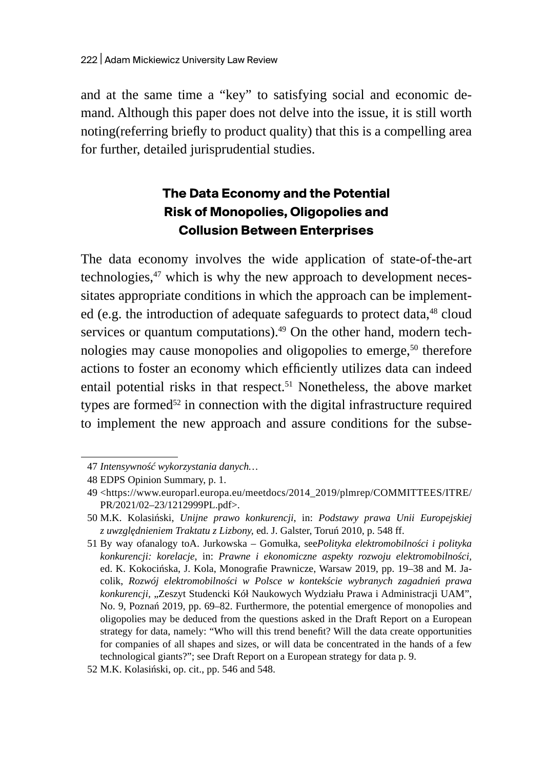and at the same time a "key" to satisfying social and economic demand. Although this paper does not delve into the issue, it is still worth noting(referring briefly to product quality) that this is a compelling area for further, detailed jurisprudential studies.

## The Data Economy and the Potential Risk of Monopolies, Oligopolies and Collusion Between Enterprises

The data economy involves the wide application of state-of-the-art technologies,[47] which is why the new approach to development necessitates appropriate conditions in which the approach can be implemented (e.g. the introduction of adequate safeguards to protect data,[48] cloud services or quantum computations).[49] On the other hand, modern technologies may cause monopolies and oligopolies to emerge,[50] therefore actions to foster an economy which efficiently utilizes data can indeed entail potential risks in that respect.[51] Nonetheless, the above market types are formed[52] in connection with the digital infrastructure required to implement the new approach and assure conditions for the subse-

---

47 *Intensywność wykorzystania danych…*

48 EDPS Opinion Summary, p. 1.

49 <https://www.europarl.europa.eu/meetdocs/2014_2019/plmrep/COMMITTEES/ITRE/PR/2021/02–23/1212999PL.pdf>.

50 M.K. Kolasiński, *Unijne prawo konkurencji*, in: *Podstawy prawa Unii Europejskiej z uwzględnieniem Traktatu z Lizbony*, ed. J. Galster, Toruń 2010, p. 548 ff.

51 By way ofanalogy toA. Jurkowska – Gomułka, see*Polityka elektromobilności i polityka konkurencji: korelacje*, in: *Prawne i ekonomiczne aspekty rozwoju elektromobilności*, ed. K. Kokocińska, J. Kola, Monografie Prawnicze, Warsaw 2019, pp. 19–38 and M. Jacolik, *Rozwój elektromobilności w Polsce w kontekście wybranych zagadnień prawa konkurencji*, „Zeszyt Studencki Kół Naukowych Wydziału Prawa i Administracji UAM", No. 9, Poznań 2019, pp. 69–82. Furthermore, the potential emergence of monopolies and oligopolies may be deduced from the questions asked in the Draft Report on a European strategy for data, namely: "Who will this trend benefit? Will the data create opportunities for companies of all shapes and sizes, or will data be concentrated in the hands of a few technological giants?"; see Draft Report on a European strategy for data p. 9.

52 M.K. Kolasiński, op. cit., pp. 546 and 548.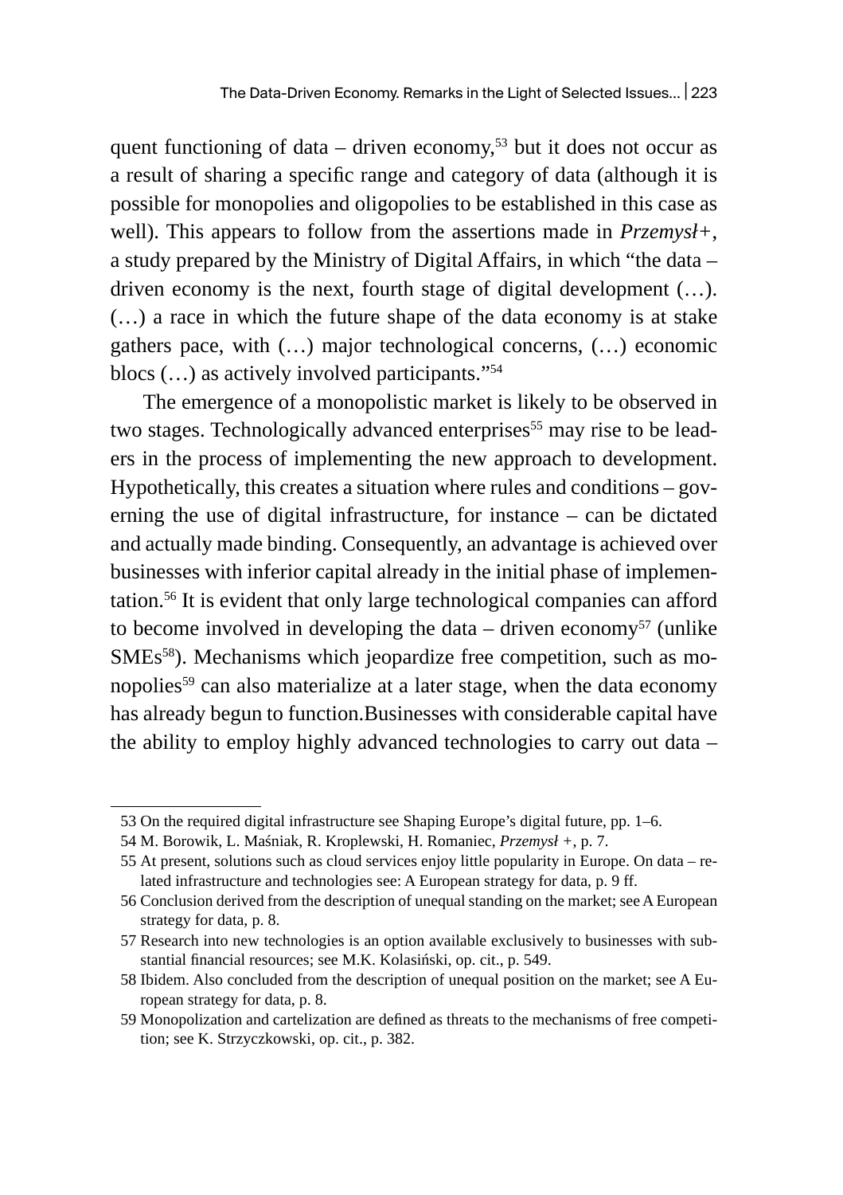quent functioning of data – driven economy,[53] but it does not occur as a result of sharing a specific range and category of data (although it is possible for monopolies and oligopolies to be established in this case as well). This appears to follow from the assertions made in *Przemysł+*, a study prepared by the Ministry of Digital Affairs, in which "the data – driven economy is the next, fourth stage of digital development (…). (…) a race in which the future shape of the data economy is at stake gathers pace, with (…) major technological concerns, (…) economic blocs (…) as actively involved participants."[54]

The emergence of a monopolistic market is likely to be observed in two stages. Technologically advanced enterprises[55] may rise to be leaders in the process of implementing the new approach to development. Hypothetically, this creates a situation where rules and conditions – governing the use of digital infrastructure, for instance – can be dictated and actually made binding. Consequently, an advantage is achieved over businesses with inferior capital already in the initial phase of implementation.[56] It is evident that only large technological companies can afford to become involved in developing the data – driven economy[57] (unlike SMEs[58]). Mechanisms which jeopardize free competition, such as monopolies[59] can also materialize at a later stage, when the data economy has already begun to function.Businesses with considerable capital have the ability to employ highly advanced technologies to carry out data –

---

53 On the required digital infrastructure see Shaping Europe's digital future, pp. 1–6.

54 M. Borowik, L. Maśniak, R. Kroplewski, H. Romaniec, *Przemysł +*, p. 7.

55 At present, solutions such as cloud services enjoy little popularity in Europe. On data – related infrastructure and technologies see: A European strategy for data, p. 9 ff.

56 Conclusion derived from the description of unequal standing on the market; see A European strategy for data, p. 8.

57 Research into new technologies is an option available exclusively to businesses with substantial financial resources; see M.K. Kolasiński, op. cit., p. 549.

58 Ibidem. Also concluded from the description of unequal position on the market; see A European strategy for data, p. 8.

59 Monopolization and cartelization are defined as threats to the mechanisms of free competition; see K. Strzyczkowski, op. cit., p. 382.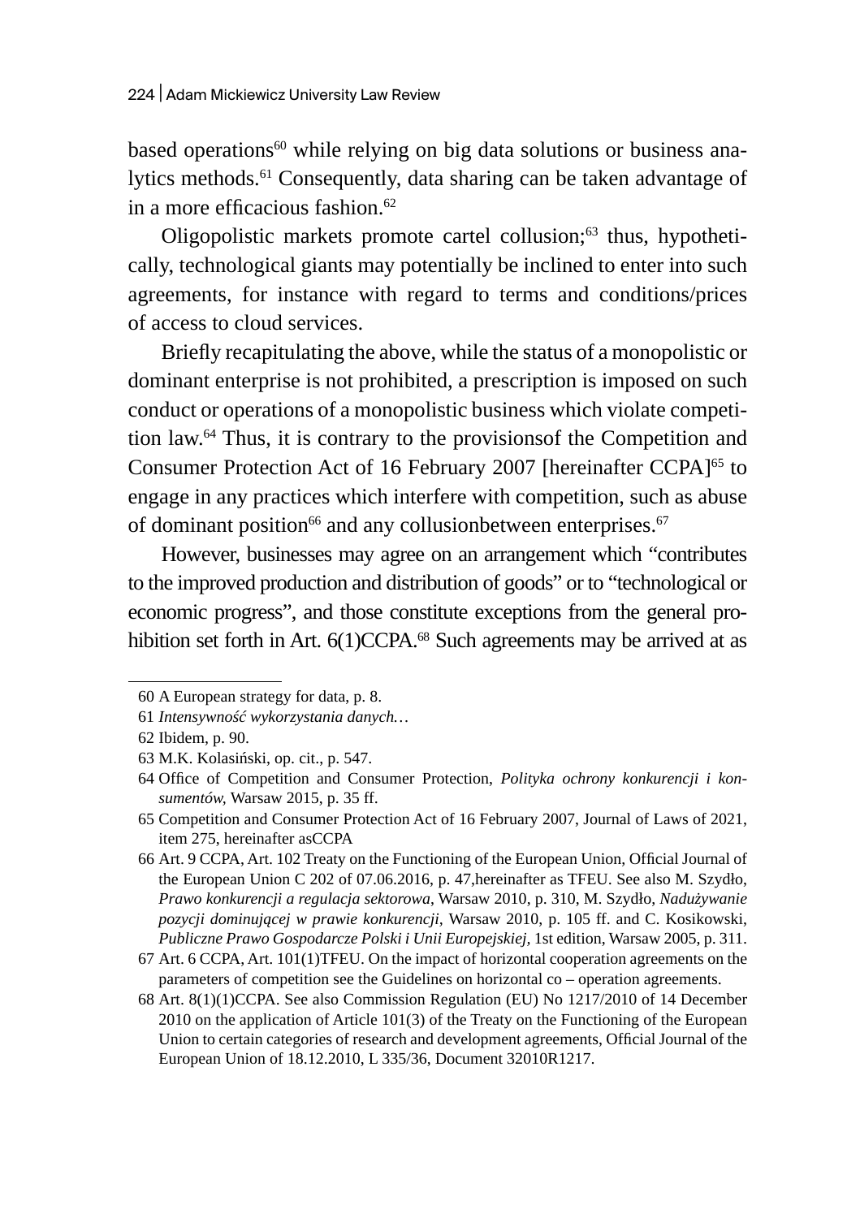based operations[60] while relying on big data solutions or business analytics methods.[61] Consequently, data sharing can be taken advantage of in a more efficacious fashion.[62]

Oligopolistic markets promote cartel collusion;[63] thus, hypothetically, technological giants may potentially be inclined to enter into such agreements, for instance with regard to terms and conditions/prices of access to cloud services.

Briefly recapitulating the above, while the status of a monopolistic or dominant enterprise is not prohibited, a prescription is imposed on such conduct or operations of a monopolistic business which violate competition law.[64] Thus, it is contrary to the provisionsof the Competition and Consumer Protection Act of 16 February 2007 [hereinafter CCPA][65] to engage in any practices which interfere with competition, such as abuse of dominant position[66] and any collusionbetween enterprises.[67]

However, businesses may agree on an arrangement which "contributes to the improved production and distribution of goods" or to "technological or economic progress", and those constitute exceptions from the general prohibition set forth in Art. 6(1)CCPA.[68] Such agreements may be arrived at as

---

60 A European strategy for data, p. 8.

61 *Intensywność wykorzystania danych…*

62 Ibidem, p. 90.

63 M.K. Kolasiński, op. cit., p. 547.

64 Office of Competition and Consumer Protection, *Polityka ochrony konkurencji i konsumentów*, Warsaw 2015, p. 35 ff.

65 Competition and Consumer Protection Act of 16 February 2007, Journal of Laws of 2021, item 275, hereinafter asCCPA

66 Art. 9 CCPA, Art. 102 Treaty on the Functioning of the European Union, Official Journal of the European Union C 202 of 07.06.2016, p. 47,hereinafter as TFEU. See also M. Szydło, *Prawo konkurencji a regulacja sektorowa*, Warsaw 2010, p. 310, M. Szydło, *Nadużywanie pozycji dominującej w prawie konkurencji*, Warsaw 2010, p. 105 ff. and C. Kosikowski, *Publiczne Prawo Gospodarcze Polski i Unii Europejskiej*, 1st edition, Warsaw 2005, p. 311.

67 Art. 6 CCPA, Art. 101(1)TFEU. On the impact of horizontal cooperation agreements on the parameters of competition see the Guidelines on horizontal co – operation agreements.

68 Art. 8(1)(1)CCPA. See also Commission Regulation (EU) No 1217/2010 of 14 December 2010 on the application of Article 101(3) of the Treaty on the Functioning of the European Union to certain categories of research and development agreements, Official Journal of the European Union of 18.12.2010, L 335/36, Document 32010R1217.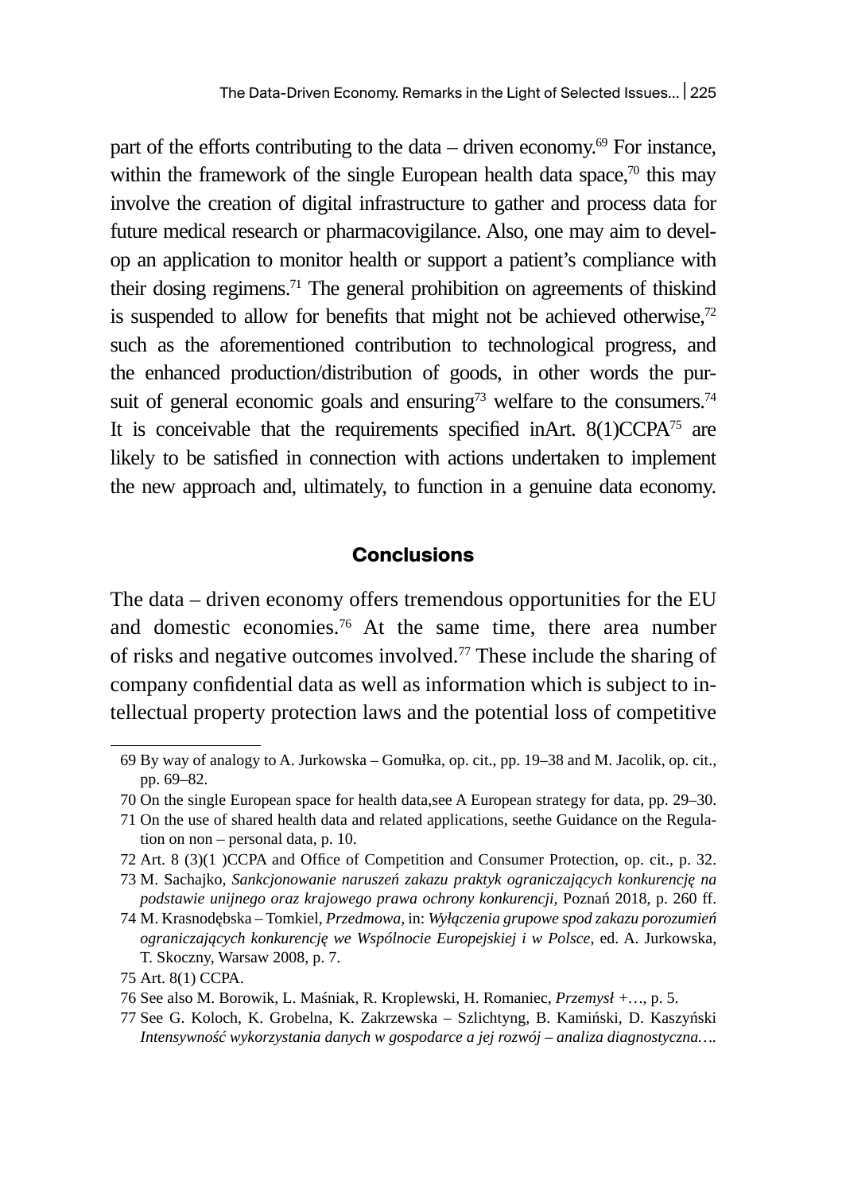part of the efforts contributing to the data – driven economy.[69] For instance, within the framework of the single European health data space,[70] this may involve the creation of digital infrastructure to gather and process data for future medical research or pharmacovigilance. Also, one may aim to develop an application to monitor health or support a patient's compliance with their dosing regimens.[71] The general prohibition on agreements of thiskind is suspended to allow for benefits that might not be achieved otherwise,[72] such as the aforementioned contribution to technological progress, and the enhanced production/distribution of goods, in other words the pursuit of general economic goals and ensuring[73] welfare to the consumers.[74] It is conceivable that the requirements specified inArt. 8(1)CCPA[75] are likely to be satisfied in connection with actions undertaken to implement the new approach and, ultimately, to function in a genuine data economy.

## Conclusions

The data – driven economy offers tremendous opportunities for the EU and domestic economies.[76] At the same time, there area number of risks and negative outcomes involved.[77] These include the sharing of company confidential data as well as information which is subject to intellectual property protection laws and the potential loss of competitive

---

69 By way of analogy to A. Jurkowska – Gomułka, op. cit., pp. 19–38 and M. Jacolik, op. cit., pp. 69–82.

70 On the single European space for health data,see A European strategy for data, pp. 29–30.

71 On the use of shared health data and related applications, seethe Guidance on the Regulation on non – personal data, p. 10.

72 Art. 8 (3)(1 )CCPA and Office of Competition and Consumer Protection, op. cit., p. 32.

73 M. Sachajko, *Sankcjonowanie naruszeń zakazu praktyk ograniczających konkurencję na podstawie unijnego oraz krajowego prawa ochrony konkurencji*, Poznań 2018, p. 260 ff.

74 M. Krasnodębska – Tomkiel, *Przedmowa*, in: *Wyłączenia grupowe spod zakazu porozumień ograniczających konkurencję we Wspólnocie Europejskiej i w Polsce*, ed. A. Jurkowska, T. Skoczny, Warsaw 2008, p. 7.

75 Art. 8(1) CCPA.

76 See also M. Borowik, L. Maśniak, R. Kroplewski, H. Romaniec, *Przemysł +…*, p. 5.

77 See G. Koloch, K. Grobelna, K. Zakrzewska – Szlichtyng, B. Kamiński, D. Kaszyński *Intensywność wykorzystania danych w gospodarce a jej rozwój – analiza diagnostyczna….*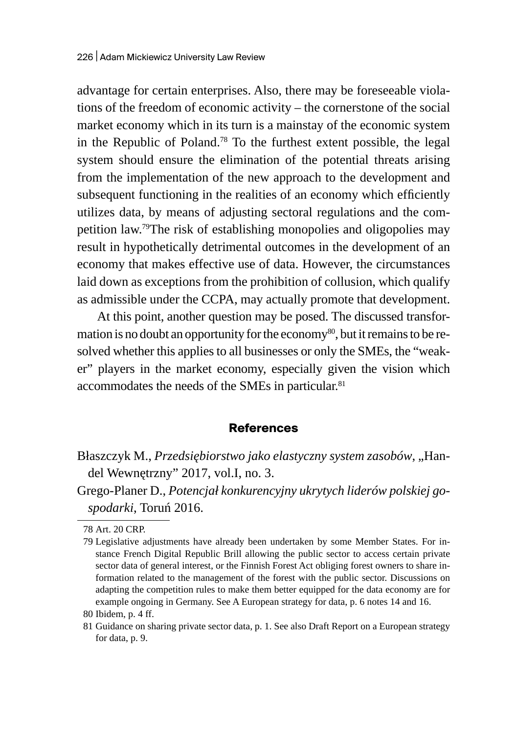advantage for certain enterprises. Also, there may be foreseeable violations of the freedom of economic activity – the cornerstone of the social market economy which in its turn is a mainstay of the economic system in the Republic of Poland.[78] To the furthest extent possible, the legal system should ensure the elimination of the potential threats arising from the implementation of the new approach to the development and subsequent functioning in the realities of an economy which efficiently utilizes data, by means of adjusting sectoral regulations and the competition law.[79]The risk of establishing monopolies and oligopolies may result in hypothetically detrimental outcomes in the development of an economy that makes effective use of data. However, the circumstances laid down as exceptions from the prohibition of collusion, which qualify as admissible under the CCPA, may actually promote that development.

At this point, another question may be posed. The discussed transformation is no doubt an opportunity for the economy[80], but it remains to be resolved whether this applies to all businesses or only the SMEs, the "weaker" players in the market economy, especially given the vision which accommodates the needs of the SMEs in particular.[81]

## References

Błaszczyk M., *Przedsiębiorstwo jako elastyczny system zasobów*, „Handel Wewnętrzny" 2017, vol.I, no. 3.

Grego-Planer D., *Potencjał konkurencyjny ukrytych liderów polskiej gospodarki*, Toruń 2016.

---

78 Art. 20 CRP.

79 Legislative adjustments have already been undertaken by some Member States. For instance French Digital Republic Brill allowing the public sector to access certain private sector data of general interest, or the Finnish Forest Act obliging forest owners to share information related to the management of the forest with the public sector. Discussions on adapting the competition rules to make them better equipped for the data economy are for example ongoing in Germany. See A European strategy for data, p. 6 notes 14 and 16.

80 Ibidem, p. 4 ff.

81 Guidance on sharing private sector data, p. 1. See also Draft Report on a European strategy for data, p. 9.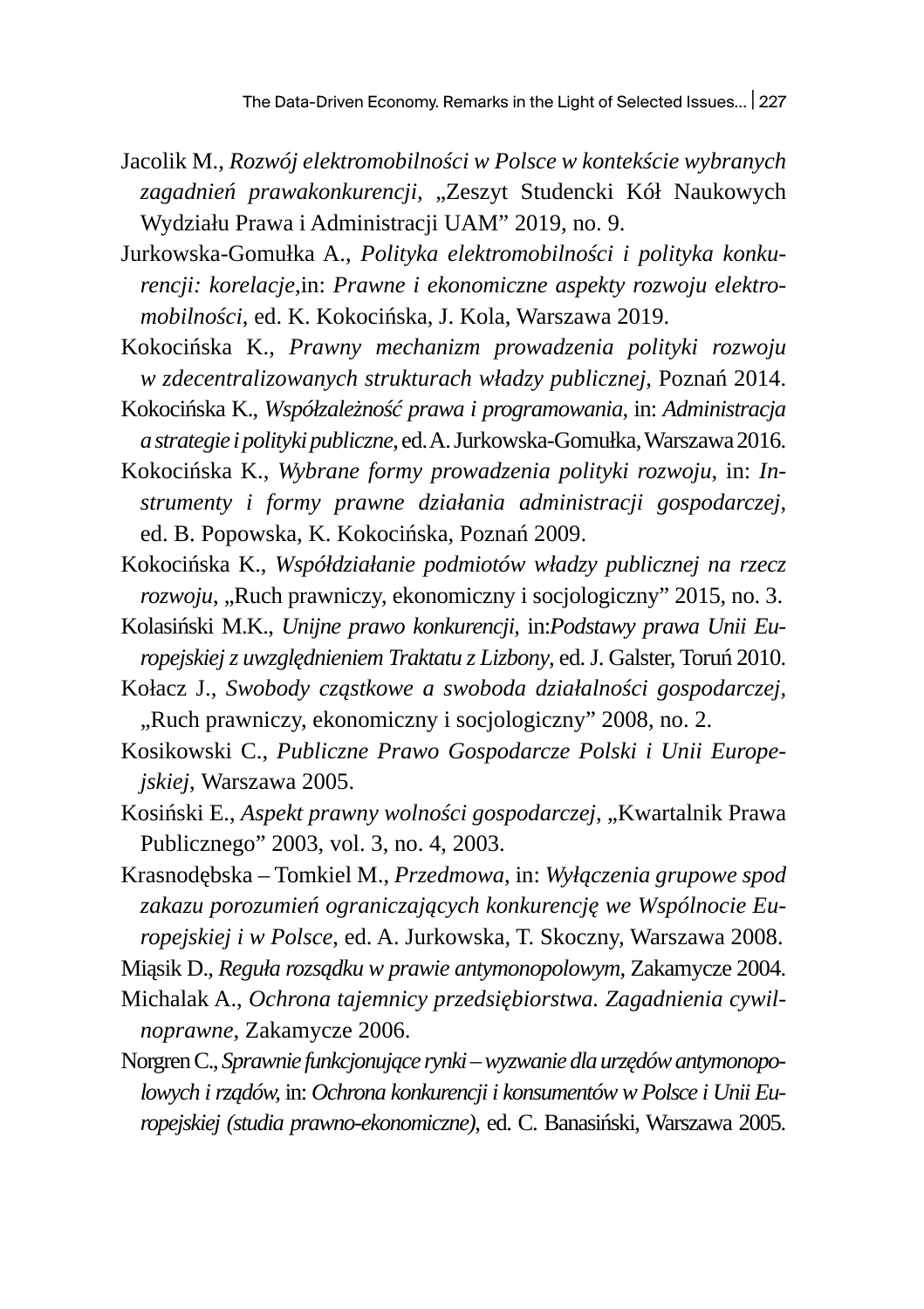Jacolik M., *Rozwój elektromobilności w Polsce w kontekście wybranych zagadnień prawakonkurencji*, „Zeszyt Studencki Kół Naukowych Wydziału Prawa i Administracji UAM" 2019, no. 9.

Jurkowska-Gomułka A., *Polityka elektromobilności i polityka konkurencji: korelacje*,in: *Prawne i ekonomiczne aspekty rozwoju elektromobilności*, ed. K. Kokocińska, J. Kola, Warszawa 2019.

Kokocińska K., *Prawny mechanizm prowadzenia polityki rozwoju w zdecentralizowanych strukturach władzy publicznej*, Poznań 2014.

Kokocińska K., *Współzależność prawa i programowania*, in: *Administracja a strategie i polityki publiczne*, ed. A. Jurkowska-Gomułka, Warszawa 2016.

Kokocińska K., *Wybrane formy prowadzenia polityki rozwoju*, in: *Instrumenty i formy prawne działania administracji gospodarczej*, ed. B. Popowska, K. Kokocińska, Poznań 2009.

Kokocińska K., *Współdziałanie podmiotów władzy publicznej na rzecz rozwoju*, „Ruch prawniczy, ekonomiczny i socjologiczny" 2015, no. 3.

Kolasiński M.K., *Unijne prawo konkurencji*, in:*Podstawy prawa Unii Europejskiej z uwzględnieniem Traktatu z Lizbony*, ed. J. Galster, Toruń 2010.

Kołacz J., *Swobody cząstkowe a swoboda działalności gospodarczej*, „Ruch prawniczy, ekonomiczny i socjologiczny" 2008, no. 2.

Kosikowski C., *Publiczne Prawo Gospodarcze Polski i Unii Europejskiej*, Warszawa 2005.

Kosiński E., *Aspekt prawny wolności gospodarczej*, „Kwartalnik Prawa Publicznego" 2003, vol. 3, no. 4, 2003.

Krasnodębska – Tomkiel M., *Przedmowa*, in: *Wyłączenia grupowe spod zakazu porozumień ograniczających konkurencję we Wspólnocie Europejskiej i w Polsce*, ed. A. Jurkowska, T. Skoczny, Warszawa 2008.

Miąsik D., *Reguła rozsądku w prawie antymonopolowym*, Zakamycze 2004.

Michalak A., *Ochrona tajemnicy przedsiębiorstwa. Zagadnienia cywilnoprawne*, Zakamycze 2006.

Norgren C., *Sprawnie funkcjonujące rynki – wyzwanie dla urzędów antymonopolowych i rządów,* in: *Ochrona konkurencji i konsumentów w Polsce i Unii Europejskiej (studia prawno-ekonomiczne)*, ed. C. Banasiński, Warszawa 2005.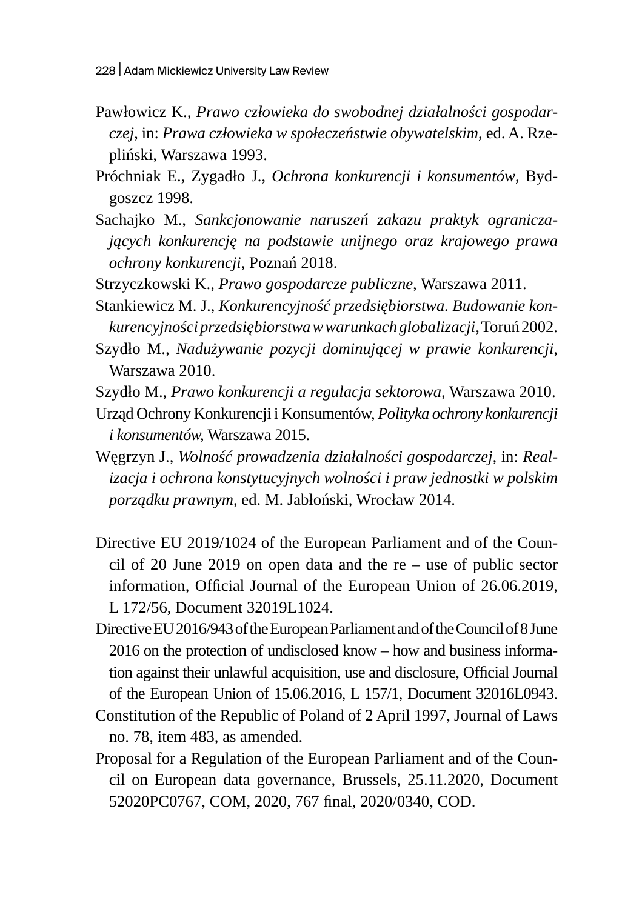Pawłowicz K., *Prawo człowieka do swobodnej działalności gospodarczej*, in: *Prawa człowieka w społeczeństwie obywatelskim*, ed. A. Rzepliński, Warszawa 1993.

Próchniak E., Zygadło J., *Ochrona konkurencji i konsumentów*, Bydgoszcz 1998.

Sachajko M., *Sankcjonowanie naruszeń zakazu praktyk ograniczających konkurencję na podstawie unijnego oraz krajowego prawa ochrony konkurencji*, Poznań 2018.

Strzyczkowski K., *Prawo gospodarcze publiczne*, Warszawa 2011.

Stankiewicz M. J., *Konkurencyjność przedsiębiorstwa. Budowanie konkurencyjności przedsiębiorstwa w warunkach globalizacji*, Toruń 2002.

Szydło M., *Nadużywanie pozycji dominującej w prawie konkurencji*, Warszawa 2010.

Szydło M., *Prawo konkurencji a regulacja sektorowa*, Warszawa 2010.

Urząd Ochrony Konkurencji i Konsumentów, *Polityka ochrony konkurencji i konsumentów*, Warszawa 2015.

Węgrzyn J., *Wolność prowadzenia działalności gospodarczej*, in: *Realizacja i ochrona konstytucyjnych wolności i praw jednostki w polskim porządku prawnym*, ed. M. Jabłoński, Wrocław 2014.

Directive EU 2019/1024 of the European Parliament and of the Council of 20 June 2019 on open data and the re – use of public sector information, Official Journal of the European Union of 26.06.2019, L 172/56, Document 32019L1024.

Directive EU 2016/943 of the European Parliament and of the Council of 8 June 2016 on the protection of undisclosed know – how and business information against their unlawful acquisition, use and disclosure, Official Journal of the European Union of 15.06.2016, L 157/1, Document 32016L0943.

Constitution of the Republic of Poland of 2 April 1997, Journal of Laws no. 78, item 483, as amended.

Proposal for a Regulation of the European Parliament and of the Council on European data governance, Brussels, 25.11.2020, Document 52020PC0767, COM, 2020, 767 final, 2020/0340, COD.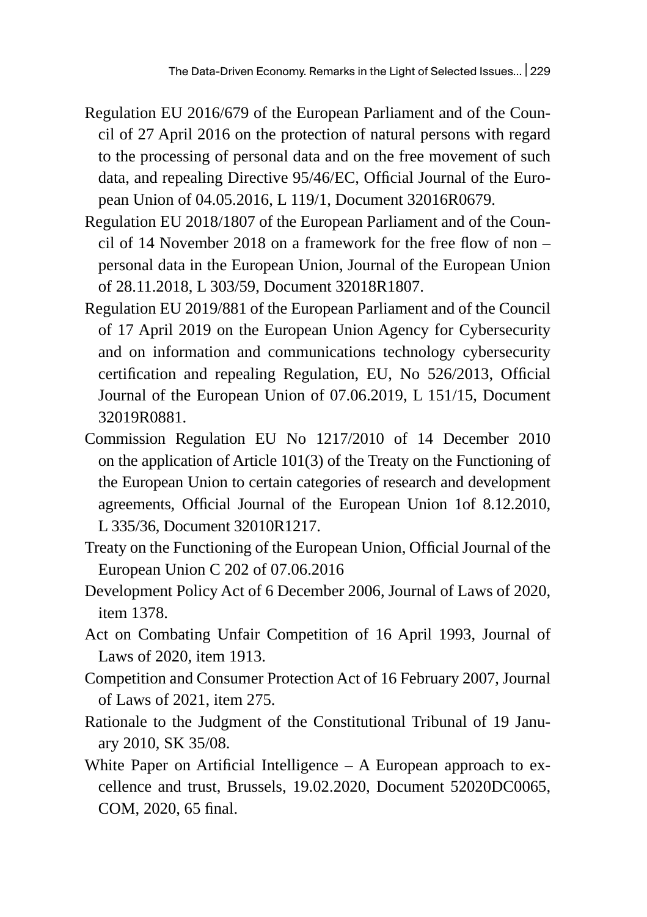Regulation EU 2016/679 of the European Parliament and of the Council of 27 April 2016 on the protection of natural persons with regard to the processing of personal data and on the free movement of such data, and repealing Directive 95/46/EC, Official Journal of the European Union of 04.05.2016, L 119/1, Document 32016R0679.

Regulation EU 2018/1807 of the European Parliament and of the Council of 14 November 2018 on a framework for the free flow of non – personal data in the European Union, Journal of the European Union of 28.11.2018, L 303/59, Document 32018R1807.

Regulation EU 2019/881 of the European Parliament and of the Council of 17 April 2019 on the European Union Agency for Cybersecurity and on information and communications technology cybersecurity certification and repealing Regulation, EU, No 526/2013, Official Journal of the European Union of 07.06.2019, L 151/15, Document 32019R0881.

Commission Regulation EU No 1217/2010 of 14 December 2010 on the application of Article 101(3) of the Treaty on the Functioning of the European Union to certain categories of research and development agreements, Official Journal of the European Union 1of 8.12.2010, L 335/36, Document 32010R1217.

Treaty on the Functioning of the European Union, Official Journal of the European Union C 202 of 07.06.2016

Development Policy Act of 6 December 2006, Journal of Laws of 2020, item 1378.

Act on Combating Unfair Competition of 16 April 1993, Journal of Laws of 2020, item 1913.

Competition and Consumer Protection Act of 16 February 2007, Journal of Laws of 2021, item 275.

Rationale to the Judgment of the Constitutional Tribunal of 19 January 2010, SK 35/08.

White Paper on Artificial Intelligence – A European approach to excellence and trust, Brussels, 19.02.2020, Document 52020DC0065, COM, 2020, 65 final.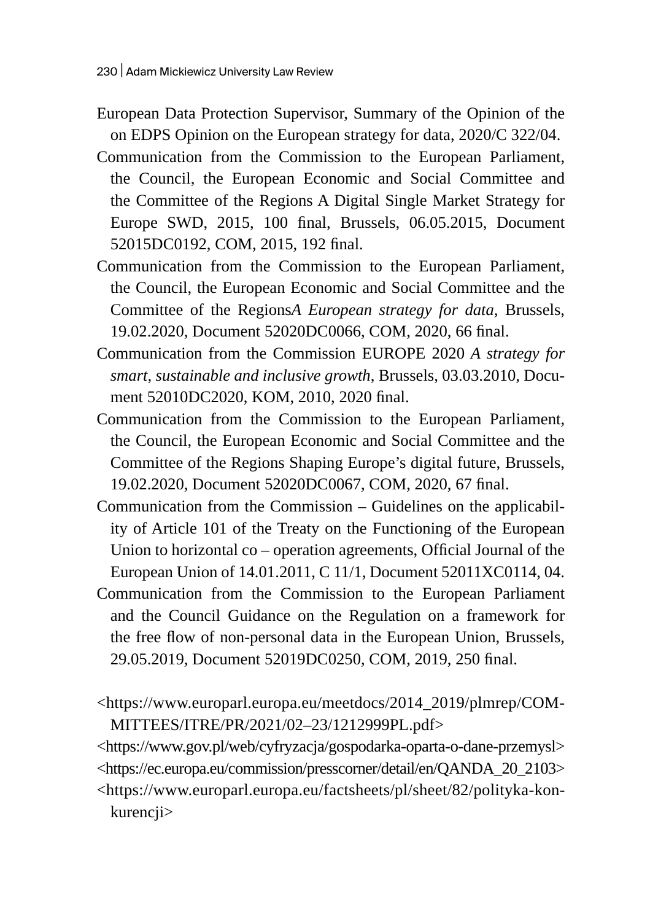European Data Protection Supervisor, Summary of the Opinion of the on EDPS Opinion on the European strategy for data, 2020/C 322/04.

Communication from the Commission to the European Parliament, the Council, the European Economic and Social Committee and the Committee of the Regions A Digital Single Market Strategy for Europe SWD, 2015, 100 final, Brussels, 06.05.2015, Document 52015DC0192, COM, 2015, 192 final.

Communication from the Commission to the European Parliament, the Council, the European Economic and Social Committee and the Committee of the Regions*A European strategy for data*, Brussels, 19.02.2020, Document 52020DC0066, COM, 2020, 66 final.

Communication from the Commission EUROPE 2020 *A strategy for smart, sustainable and inclusive growth*, Brussels, 03.03.2010, Document 52010DC2020, KOM, 2010, 2020 final.

Communication from the Commission to the European Parliament, the Council, the European Economic and Social Committee and the Committee of the Regions Shaping Europe's digital future, Brussels, 19.02.2020, Document 52020DC0067, COM, 2020, 67 final.

Communication from the Commission – Guidelines on the applicability of Article 101 of the Treaty on the Functioning of the European Union to horizontal co – operation agreements, Official Journal of the European Union of 14.01.2011, C 11/1, Document 52011XC0114, 04.

Communication from the Commission to the European Parliament and the Council Guidance on the Regulation on a framework for the free flow of non-personal data in the European Union, Brussels, 29.05.2019, Document 52019DC0250, COM, 2019, 250 final.

<https://www.europarl.europa.eu/meetdocs/2014_2019/plmrep/COMMITTEES/ITRE/PR/2021/02–23/1212999PL.pdf>

<https://www.gov.pl/web/cyfryzacja/gospodarka-oparta-o-dane-przemysl>

<https://ec.europa.eu/commission/presscorner/detail/en/QANDA_20_2103>

<https://www.europarl.europa.eu/factsheets/pl/sheet/82/polityka-konkurencji>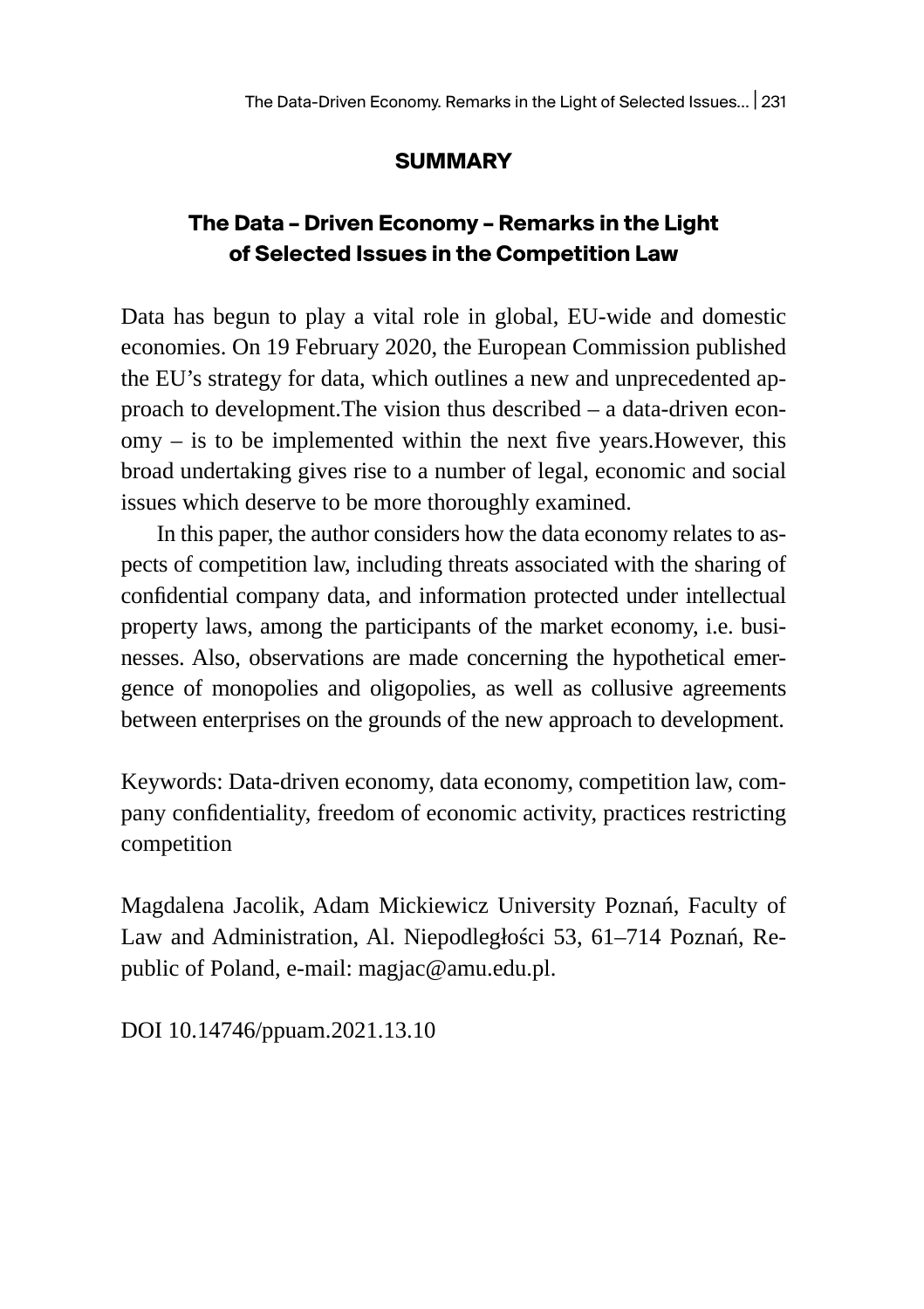## SUMMARY

### The Data – Driven Economy – Remarks in the Light of Selected Issues in the Competition Law

Data has begun to play a vital role in global, EU-wide and domestic economies. On 19 February 2020, the European Commission published the EU's strategy for data, which outlines a new and unprecedented approach to development.The vision thus described – a data-driven economy – is to be implemented within the next five years.However, this broad undertaking gives rise to a number of legal, economic and social issues which deserve to be more thoroughly examined.

In this paper, the author considers how the data economy relates to aspects of competition law, including threats associated with the sharing of confidential company data, and information protected under intellectual property laws, among the participants of the market economy, i.e. businesses. Also, observations are made concerning the hypothetical emergence of monopolies and oligopolies, as well as collusive agreements between enterprises on the grounds of the new approach to development.

Keywords: Data-driven economy, data economy, competition law, company confidentiality, freedom of economic activity, practices restricting competition

Magdalena Jacolik, Adam Mickiewicz University Poznań, Faculty of Law and Administration, Al. Niepodległości 53, 61–714 Poznań, Republic of Poland, e-mail: magjac@amu.edu.pl.

DOI 10.14746/ppuam.2021.13.10